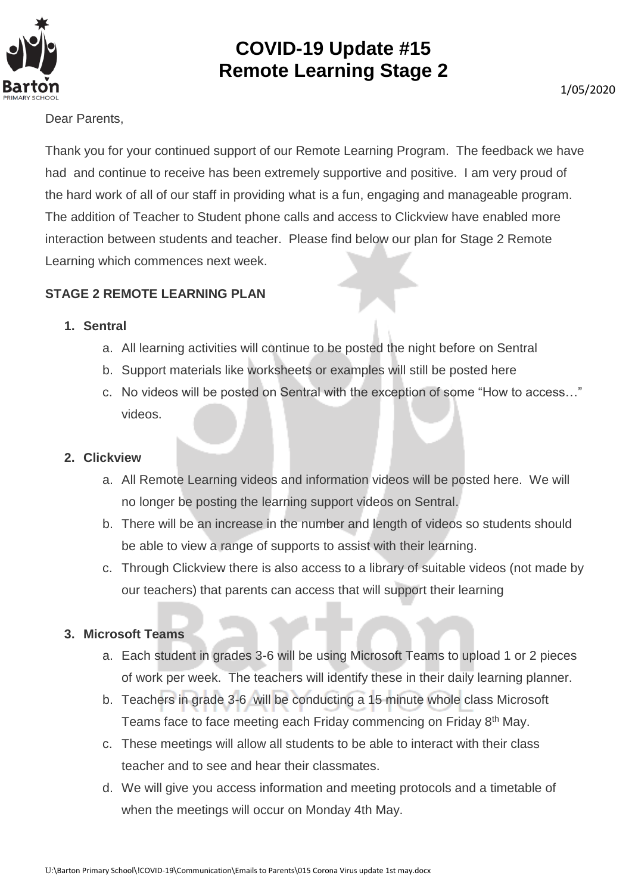# COVID-19 Update #15
# Remote Learning Stage 2

1/05/2020

Dear Parents,

Thank you for your continued support of our Remote Learning Program. The feedback we have had and continue to receive has been extremely supportive and positive. I am very proud of the hard work of all of our staff in providing what is a fun, engaging and manageable program. The addition of Teacher to Student phone calls and access to Clickview have enabled more interaction between students and teacher. Please find below our plan for Stage 2 Remote Learning which commences next week.

**STAGE 2 REMOTE LEARNING PLAN**

1. **Sentral**
   a. All learning activities will continue to be posted the night before on Sentral
   b. Support materials like worksheets or examples will still be posted here
   c. No videos will be posted on Sentral with the exception of some "How to access…" videos.

2. **Clickview**
   a. All Remote Learning videos and information videos will be posted here. We will no longer be posting the learning support videos on Sentral.
   b. There will be an increase in the number and length of videos so students should be able to view a range of supports to assist with their learning.
   c. Through Clickview there is also access to a library of suitable videos (not made by our teachers) that parents can access that will support their learning

3. **Microsoft Teams**
   a. Each student in grades 3-6 will be using Microsoft Teams to upload 1 or 2 pieces of work per week. The teachers will identify these in their daily learning planner.
   b. Teachers in grade 3-6 will be conducting a 15 minute whole class Microsoft Teams face to face meeting each Friday commencing on Friday 8th May.
   c. These meetings will allow all students to be able to interact with their class teacher and to see and hear their classmates.
   d. We will give you access information and meeting protocols and a timetable of when the meetings will occur on Monday 4th May.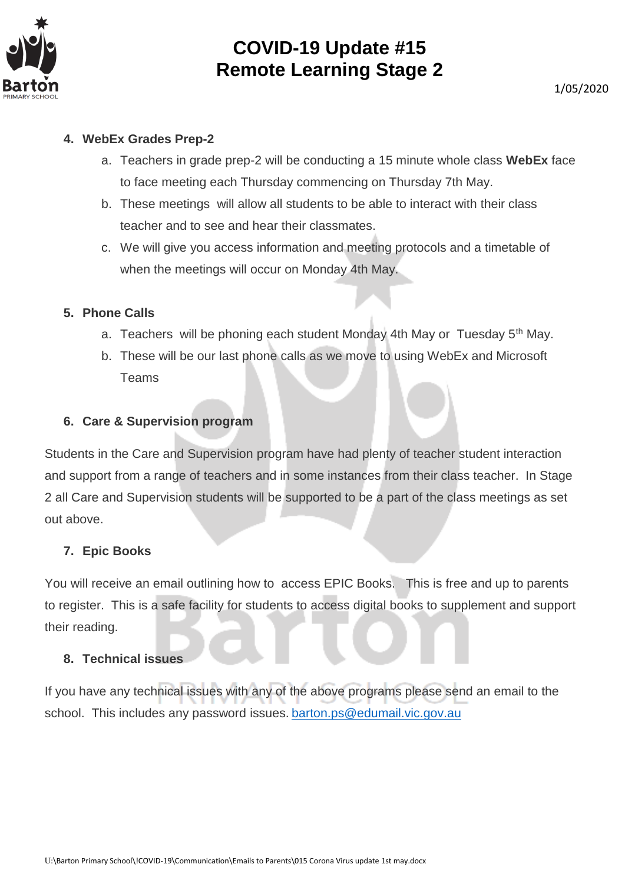# COVID-19 Update #15
# Remote Learning Stage 2

1/05/2020

4. **WebEx Grades Prep-2**
   a. Teachers in grade prep-2 will be conducting a 15 minute whole class **WebEx** face to face meeting each Thursday commencing on Thursday 7th May.
   b. These meetings will allow all students to be able to interact with their class teacher and to see and hear their classmates.
   c. We will give you access information and meeting protocols and a timetable of when the meetings will occur on Monday 4th May.

5. **Phone Calls**
   a. Teachers will be phoning each student Monday 4th May or Tuesday 5th May.
   b. These will be our last phone calls as we move to using WebEx and Microsoft Teams

6. **Care & Supervision program**

Students in the Care and Supervision program have had plenty of teacher student interaction and support from a range of teachers and in some instances from their class teacher. In Stage 2 all Care and Supervision students will be supported to be a part of the class meetings as set out above.

7. **Epic Books**

You will receive an email outlining how to access EPIC Books. This is free and up to parents to register. This is a safe facility for students to access digital books to supplement and support their reading.

8. **Technical issues**

If you have any technical issues with any of the above programs please send an email to the school. This includes any password issues. barton.ps@edumail.vic.gov.au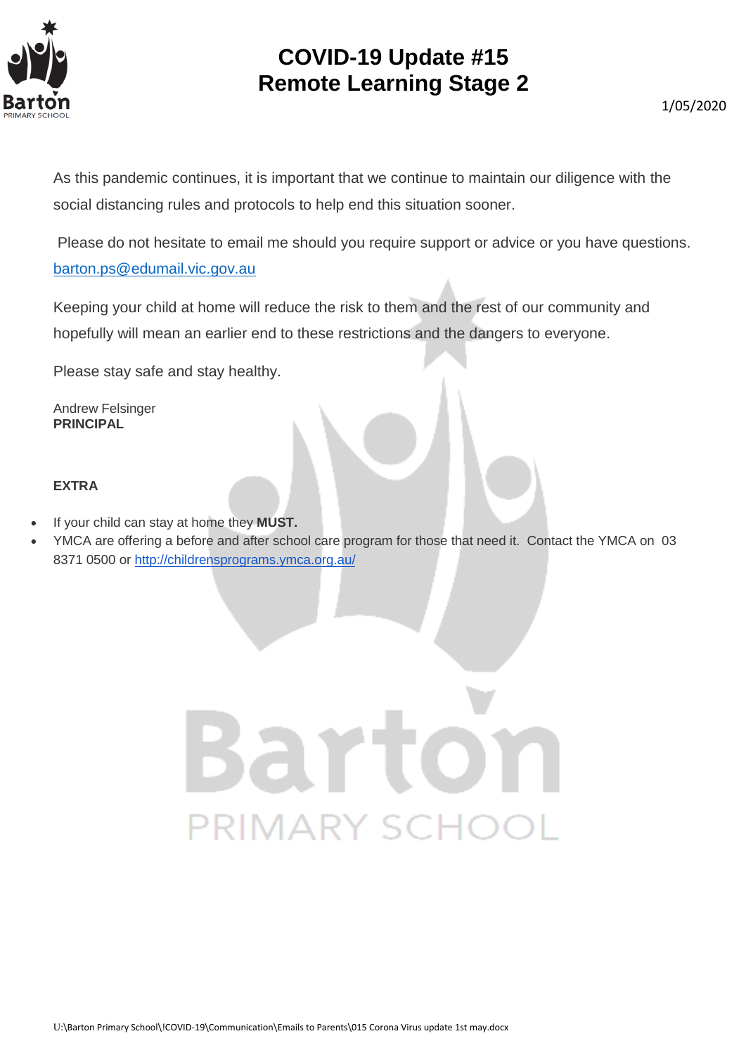# COVID-19 Update #15
# Remote Learning Stage 2

1/05/2020

As this pandemic continues, it is important that we continue to maintain our diligence with the social distancing rules and protocols to help end this situation sooner.

Please do not hesitate to email me should you require support or advice or you have questions. barton.ps@edumail.vic.gov.au

Keeping your child at home will reduce the risk to them and the rest of our community and hopefully will mean an earlier end to these restrictions and the dangers to everyone.

Please stay safe and stay healthy.

Andrew Felsinger
**PRINCIPAL**

**EXTRA**

- If your child can stay at home they **MUST.**
- YMCA are offering a before and after school care program for those that need it. Contact the YMCA on 03 8371 0500 or http://childrensprograms.ymca.org.au/

U:\Barton Primary School\!COVID-19\Communication\Emails to Parents\015 Corona Virus update 1st may.docx